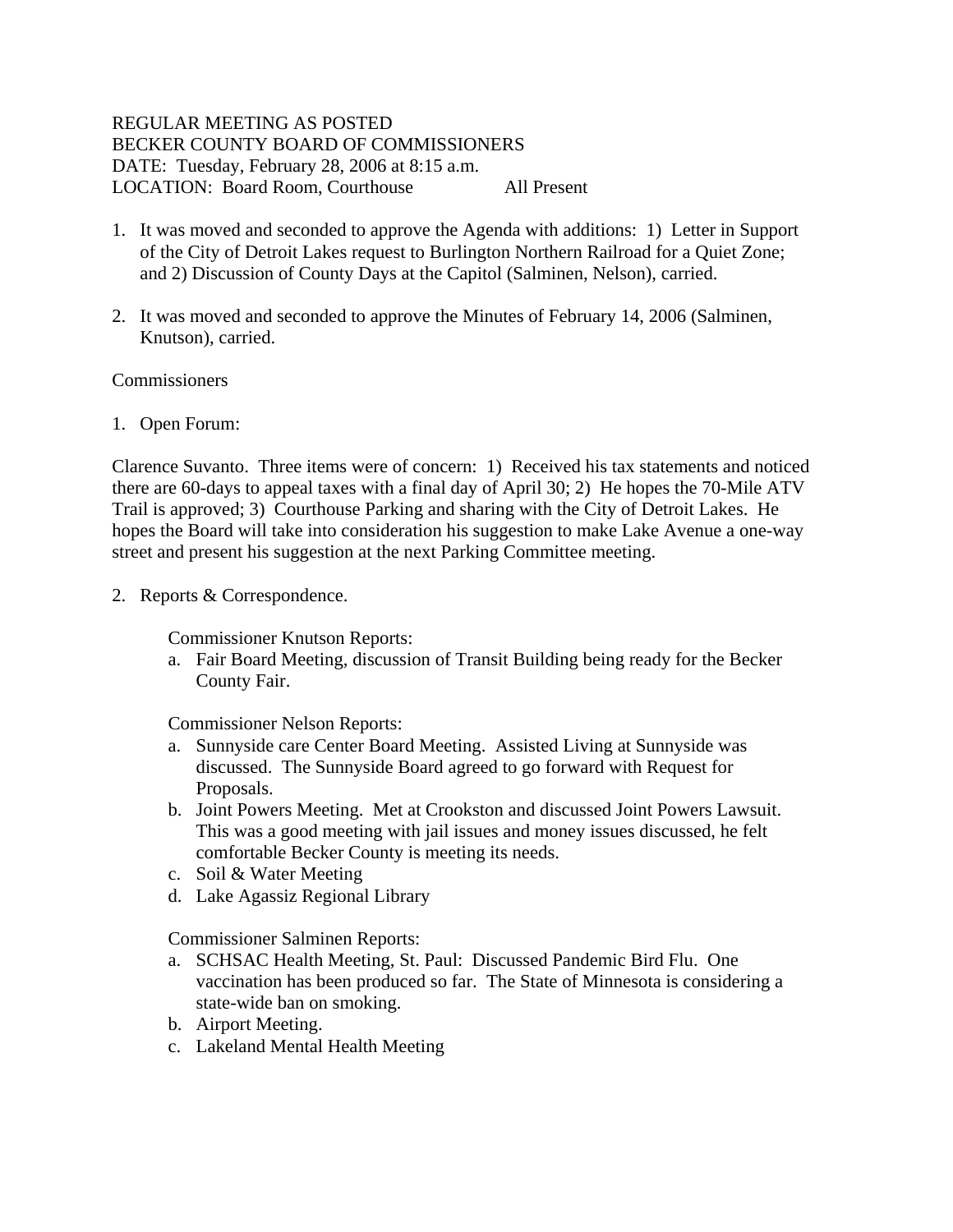REGULAR MEETING AS POSTED
BECKER COUNTY BOARD OF COMMISSIONERS
DATE: Tuesday, February 28, 2006 at 8:15 a.m.
LOCATION: Board Room, Courthouse All Present

1. It was moved and seconded to approve the Agenda with additions: 1) Letter in Support of the City of Detroit Lakes request to Burlington Northern Railroad for a Quiet Zone; and 2) Discussion of County Days at the Capitol (Salminen, Nelson), carried.

2. It was moved and seconded to approve the Minutes of February 14, 2006 (Salminen, Knutson), carried.

Commissioners

1. Open Forum:

Clarence Suvanto. Three items were of concern: 1) Received his tax statements and noticed there are 60-days to appeal taxes with a final day of April 30; 2) He hopes the 70-Mile ATV Trail is approved; 3) Courthouse Parking and sharing with the City of Detroit Lakes. He hopes the Board will take into consideration his suggestion to make Lake Avenue a one-way street and present his suggestion at the next Parking Committee meeting.

2. Reports & Correspondence.

Commissioner Knutson Reports:

a. Fair Board Meeting, discussion of Transit Building being ready for the Becker County Fair.

Commissioner Nelson Reports:

a. Sunnyside care Center Board Meeting. Assisted Living at Sunnyside was discussed. The Sunnyside Board agreed to go forward with Request for Proposals.
b. Joint Powers Meeting. Met at Crookston and discussed Joint Powers Lawsuit. This was a good meeting with jail issues and money issues discussed, he felt comfortable Becker County is meeting its needs.
c. Soil & Water Meeting
d. Lake Agassiz Regional Library

Commissioner Salminen Reports:

a. SCHSAC Health Meeting, St. Paul: Discussed Pandemic Bird Flu. One vaccination has been produced so far. The State of Minnesota is considering a state-wide ban on smoking.
b. Airport Meeting.
c. Lakeland Mental Health Meeting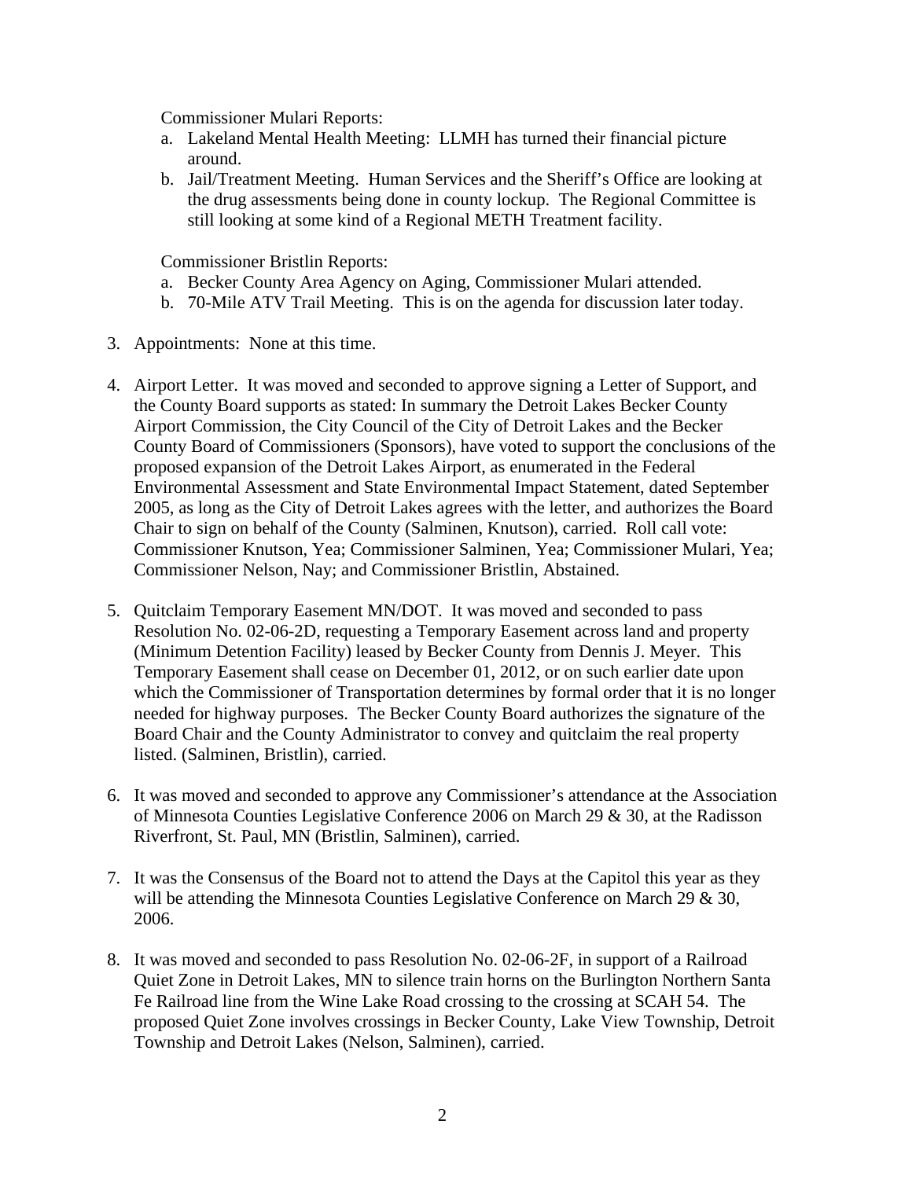Commissioner Mulari Reports:

a. Lakeland Mental Health Meeting: LLMH has turned their financial picture around.
b. Jail/Treatment Meeting. Human Services and the Sheriff's Office are looking at the drug assessments being done in county lockup. The Regional Committee is still looking at some kind of a Regional METH Treatment facility.

Commissioner Bristlin Reports:

a. Becker County Area Agency on Aging, Commissioner Mulari attended.
b. 70-Mile ATV Trail Meeting. This is on the agenda for discussion later today.

3. Appointments: None at this time.

4. Airport Letter. It was moved and seconded to approve signing a Letter of Support, and the County Board supports as stated: In summary the Detroit Lakes Becker County Airport Commission, the City Council of the City of Detroit Lakes and the Becker County Board of Commissioners (Sponsors), have voted to support the conclusions of the proposed expansion of the Detroit Lakes Airport, as enumerated in the Federal Environmental Assessment and State Environmental Impact Statement, dated September 2005, as long as the City of Detroit Lakes agrees with the letter, and authorizes the Board Chair to sign on behalf of the County (Salminen, Knutson), carried. Roll call vote: Commissioner Knutson, Yea; Commissioner Salminen, Yea; Commissioner Mulari, Yea; Commissioner Nelson, Nay; and Commissioner Bristlin, Abstained.

5. Quitclaim Temporary Easement MN/DOT. It was moved and seconded to pass Resolution No. 02-06-2D, requesting a Temporary Easement across land and property (Minimum Detention Facility) leased by Becker County from Dennis J. Meyer. This Temporary Easement shall cease on December 01, 2012, or on such earlier date upon which the Commissioner of Transportation determines by formal order that it is no longer needed for highway purposes. The Becker County Board authorizes the signature of the Board Chair and the County Administrator to convey and quitclaim the real property listed. (Salminen, Bristlin), carried.

6. It was moved and seconded to approve any Commissioner's attendance at the Association of Minnesota Counties Legislative Conference 2006 on March 29 & 30, at the Radisson Riverfront, St. Paul, MN (Bristlin, Salminen), carried.

7. It was the Consensus of the Board not to attend the Days at the Capitol this year as they will be attending the Minnesota Counties Legislative Conference on March 29 & 30, 2006.

8. It was moved and seconded to pass Resolution No. 02-06-2F, in support of a Railroad Quiet Zone in Detroit Lakes, MN to silence train horns on the Burlington Northern Santa Fe Railroad line from the Wine Lake Road crossing to the crossing at SCAH 54. The proposed Quiet Zone involves crossings in Becker County, Lake View Township, Detroit Township and Detroit Lakes (Nelson, Salminen), carried.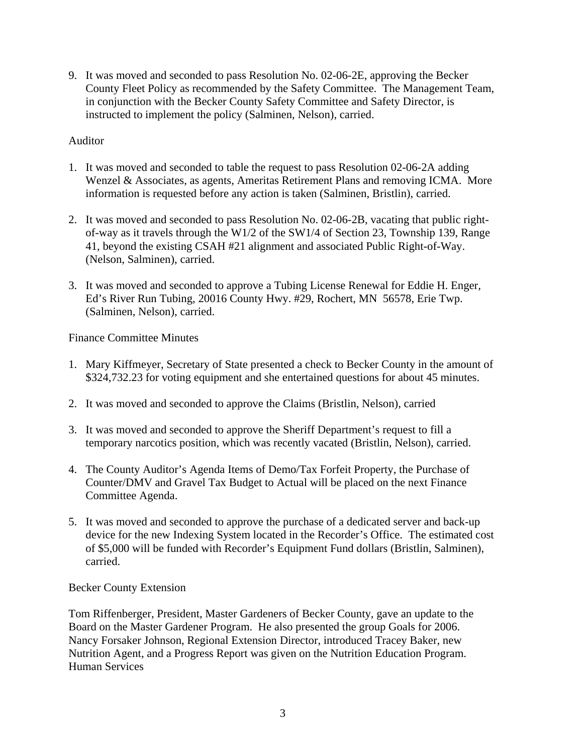9. It was moved and seconded to pass Resolution No. 02-06-2E, approving the Becker County Fleet Policy as recommended by the Safety Committee. The Management Team, in conjunction with the Becker County Safety Committee and Safety Director, is instructed to implement the policy (Salminen, Nelson), carried.

Auditor

1. It was moved and seconded to table the request to pass Resolution 02-06-2A adding Wenzel & Associates, as agents, Ameritas Retirement Plans and removing ICMA. More information is requested before any action is taken (Salminen, Bristlin), carried.

2. It was moved and seconded to pass Resolution No. 02-06-2B, vacating that public right-of-way as it travels through the W1/2 of the SW1/4 of Section 23, Township 139, Range 41, beyond the existing CSAH #21 alignment and associated Public Right-of-Way. (Nelson, Salminen), carried.

3. It was moved and seconded to approve a Tubing License Renewal for Eddie H. Enger, Ed's River Run Tubing, 20016 County Hwy. #29, Rochert, MN 56578, Erie Twp. (Salminen, Nelson), carried.

Finance Committee Minutes

1. Mary Kiffmeyer, Secretary of State presented a check to Becker County in the amount of $324,732.23 for voting equipment and she entertained questions for about 45 minutes.

2. It was moved and seconded to approve the Claims (Bristlin, Nelson), carried

3. It was moved and seconded to approve the Sheriff Department's request to fill a temporary narcotics position, which was recently vacated (Bristlin, Nelson), carried.

4. The County Auditor's Agenda Items of Demo/Tax Forfeit Property, the Purchase of Counter/DMV and Gravel Tax Budget to Actual will be placed on the next Finance Committee Agenda.

5. It was moved and seconded to approve the purchase of a dedicated server and back-up device for the new Indexing System located in the Recorder's Office. The estimated cost of $5,000 will be funded with Recorder's Equipment Fund dollars (Bristlin, Salminen), carried.

Becker County Extension

Tom Riffenberger, President, Master Gardeners of Becker County, gave an update to the Board on the Master Gardener Program. He also presented the group Goals for 2006. Nancy Forsaker Johnson, Regional Extension Director, introduced Tracey Baker, new Nutrition Agent, and a Progress Report was given on the Nutrition Education Program.
Human Services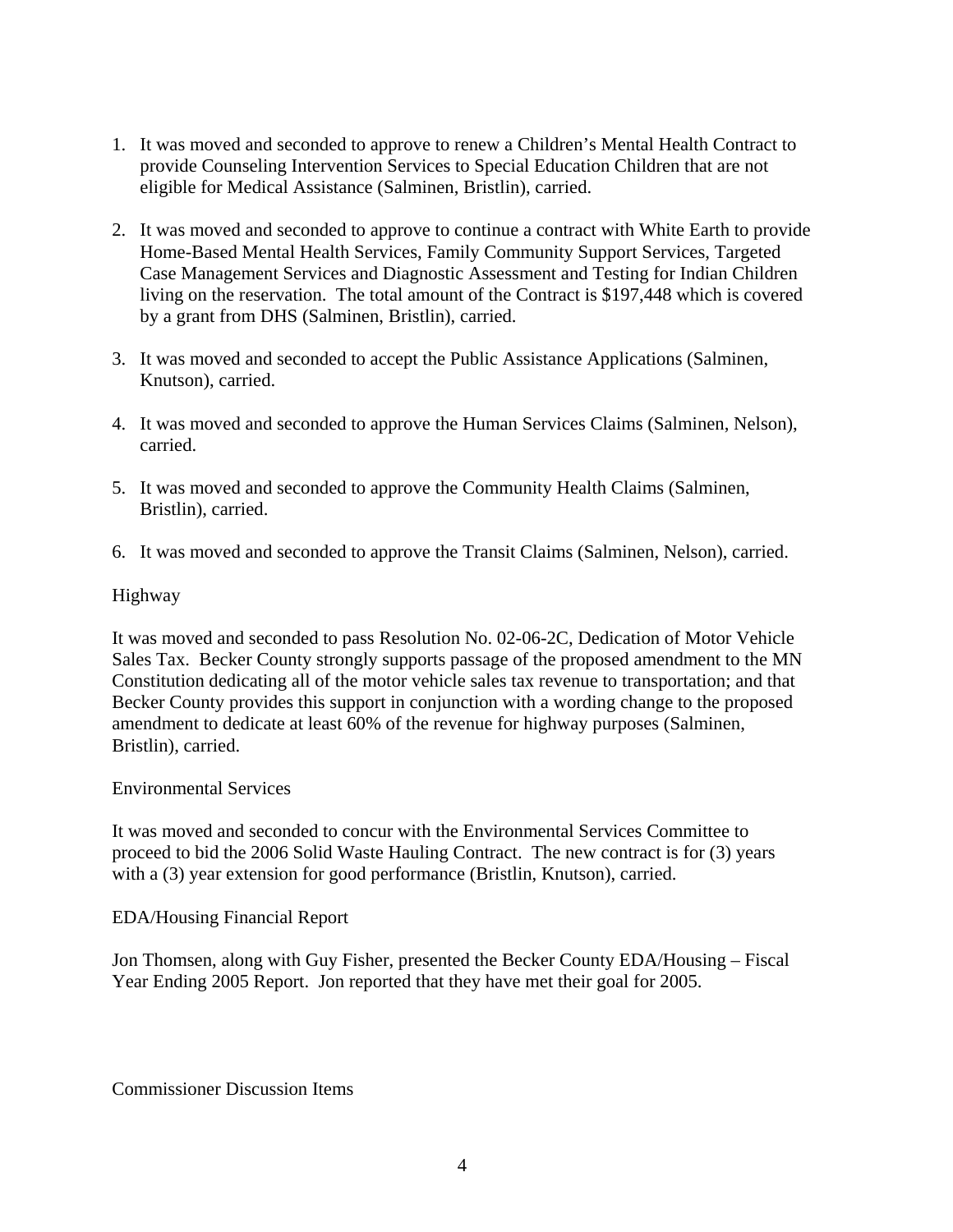1. It was moved and seconded to approve to renew a Children's Mental Health Contract to provide Counseling Intervention Services to Special Education Children that are not eligible for Medical Assistance (Salminen, Bristlin), carried.

2. It was moved and seconded to approve to continue a contract with White Earth to provide Home-Based Mental Health Services, Family Community Support Services, Targeted Case Management Services and Diagnostic Assessment and Testing for Indian Children living on the reservation. The total amount of the Contract is $197,448 which is covered by a grant from DHS (Salminen, Bristlin), carried.

3. It was moved and seconded to accept the Public Assistance Applications (Salminen, Knutson), carried.

4. It was moved and seconded to approve the Human Services Claims (Salminen, Nelson), carried.

5. It was moved and seconded to approve the Community Health Claims (Salminen, Bristlin), carried.

6. It was moved and seconded to approve the Transit Claims (Salminen, Nelson), carried.

Highway

It was moved and seconded to pass Resolution No. 02-06-2C, Dedication of Motor Vehicle Sales Tax. Becker County strongly supports passage of the proposed amendment to the MN Constitution dedicating all of the motor vehicle sales tax revenue to transportation; and that Becker County provides this support in conjunction with a wording change to the proposed amendment to dedicate at least 60% of the revenue for highway purposes (Salminen, Bristlin), carried.

Environmental Services

It was moved and seconded to concur with the Environmental Services Committee to proceed to bid the 2006 Solid Waste Hauling Contract. The new contract is for (3) years with a (3) year extension for good performance (Bristlin, Knutson), carried.

EDA/Housing Financial Report

Jon Thomsen, along with Guy Fisher, presented the Becker County EDA/Housing – Fiscal Year Ending 2005 Report. Jon reported that they have met their goal for 2005.

Commissioner Discussion Items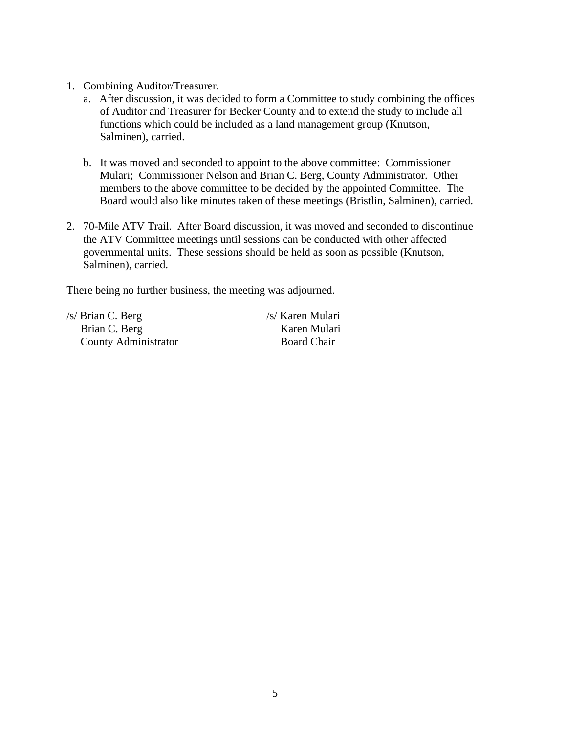1. Combining Auditor/Treasurer.
   a. After discussion, it was decided to form a Committee to study combining the offices of Auditor and Treasurer for Becker County and to extend the study to include all functions which could be included as a land management group (Knutson, Salminen), carried.

   b. It was moved and seconded to appoint to the above committee: Commissioner Mulari; Commissioner Nelson and Brian C. Berg, County Administrator. Other members to the above committee to be decided by the appointed Committee. The Board would also like minutes taken of these meetings (Bristlin, Salminen), carried.

2. 70-Mile ATV Trail. After Board discussion, it was moved and seconded to discontinue the ATV Committee meetings until sessions can be conducted with other affected governmental units. These sessions should be held as soon as possible (Knutson, Salminen), carried.

There being no further business, the meeting was adjourned.

| | |
|---|---|
| /s/ Brian C. Berg | /s/ Karen Mulari |
| Brian C. Berg | Karen Mulari |
| County Administrator | Board Chair |